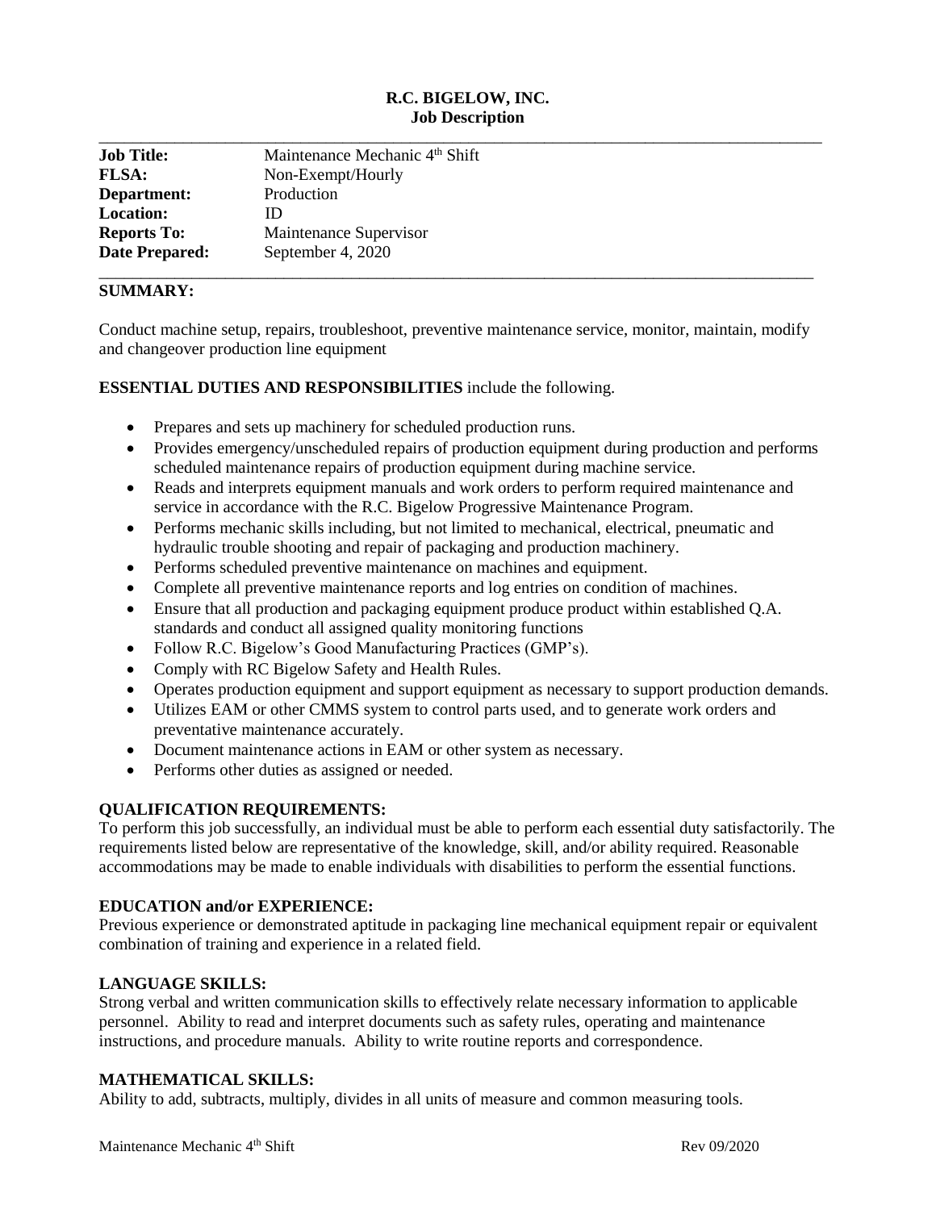**R.C. BIGELOW, INC.**
**Job Description**

---

| | |
|---|---|
| **Job Title:** | Maintenance Mechanic 4th Shift |
| **FLSA:** | Non-Exempt/Hourly |
| **Department:** | Production |
| **Location:** | ID |
| **Reports To:** | Maintenance Supervisor |
| **Date Prepared:** | September 4, 2020 |

---

**SUMMARY:**

Conduct machine setup, repairs, troubleshoot, preventive maintenance service, monitor, maintain, modify and changeover production line equipment

**ESSENTIAL DUTIES AND RESPONSIBILITIES** include the following.

- Prepares and sets up machinery for scheduled production runs.
- Provides emergency/unscheduled repairs of production equipment during production and performs scheduled maintenance repairs of production equipment during machine service.
- Reads and interprets equipment manuals and work orders to perform required maintenance and service in accordance with the R.C. Bigelow Progressive Maintenance Program.
- Performs mechanic skills including, but not limited to mechanical, electrical, pneumatic and hydraulic trouble shooting and repair of packaging and production machinery.
- Performs scheduled preventive maintenance on machines and equipment.
- Complete all preventive maintenance reports and log entries on condition of machines.
- Ensure that all production and packaging equipment produce product within established Q.A. standards and conduct all assigned quality monitoring functions
- Follow R.C. Bigelow's Good Manufacturing Practices (GMP's).
- Comply with RC Bigelow Safety and Health Rules.
- Operates production equipment and support equipment as necessary to support production demands.
- Utilizes EAM or other CMMS system to control parts used, and to generate work orders and preventative maintenance accurately.
- Document maintenance actions in EAM or other system as necessary.
- Performs other duties as assigned or needed.

**QUALIFICATION REQUIREMENTS:**
To perform this job successfully, an individual must be able to perform each essential duty satisfactorily. The requirements listed below are representative of the knowledge, skill, and/or ability required. Reasonable accommodations may be made to enable individuals with disabilities to perform the essential functions.

**EDUCATION and/or EXPERIENCE:**
Previous experience or demonstrated aptitude in packaging line mechanical equipment repair or equivalent combination of training and experience in a related field.

**LANGUAGE SKILLS:**
Strong verbal and written communication skills to effectively relate necessary information to applicable personnel. Ability to read and interpret documents such as safety rules, operating and maintenance instructions, and procedure manuals. Ability to write routine reports and correspondence.

**MATHEMATICAL SKILLS:**
Ability to add, subtracts, multiply, divides in all units of measure and common measuring tools.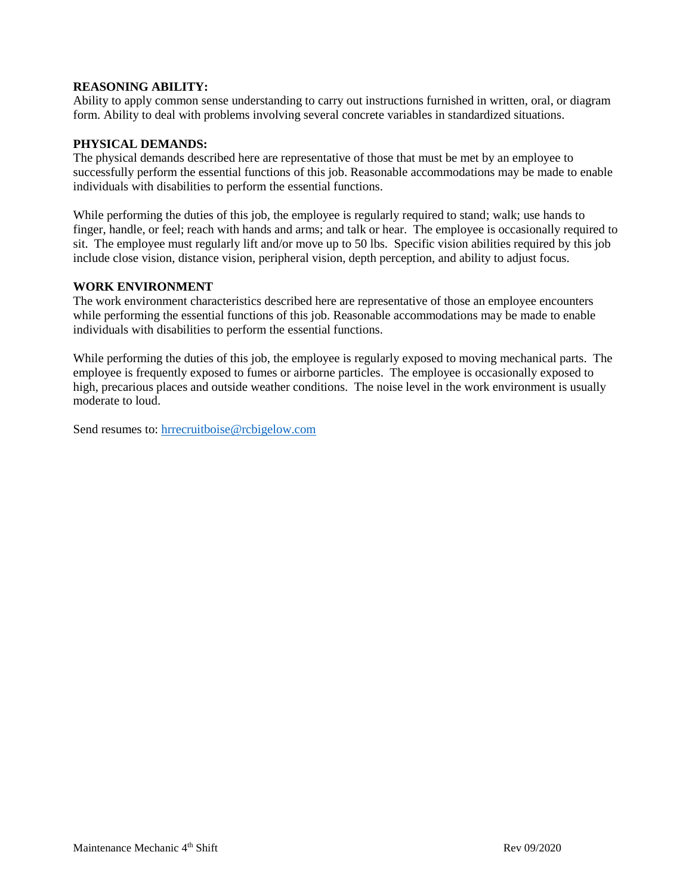**REASONING ABILITY:**
Ability to apply common sense understanding to carry out instructions furnished in written, oral, or diagram form. Ability to deal with problems involving several concrete variables in standardized situations.

**PHYSICAL DEMANDS:**
The physical demands described here are representative of those that must be met by an employee to successfully perform the essential functions of this job. Reasonable accommodations may be made to enable individuals with disabilities to perform the essential functions.

While performing the duties of this job, the employee is regularly required to stand; walk; use hands to finger, handle, or feel; reach with hands and arms; and talk or hear. The employee is occasionally required to sit. The employee must regularly lift and/or move up to 50 lbs. Specific vision abilities required by this job include close vision, distance vision, peripheral vision, depth perception, and ability to adjust focus.

**WORK ENVIRONMENT**
The work environment characteristics described here are representative of those an employee encounters while performing the essential functions of this job. Reasonable accommodations may be made to enable individuals with disabilities to perform the essential functions.

While performing the duties of this job, the employee is regularly exposed to moving mechanical parts. The employee is frequently exposed to fumes or airborne particles. The employee is occasionally exposed to high, precarious places and outside weather conditions. The noise level in the work environment is usually moderate to loud.

Send resumes to: hrrecruitboise@rcbigelow.com